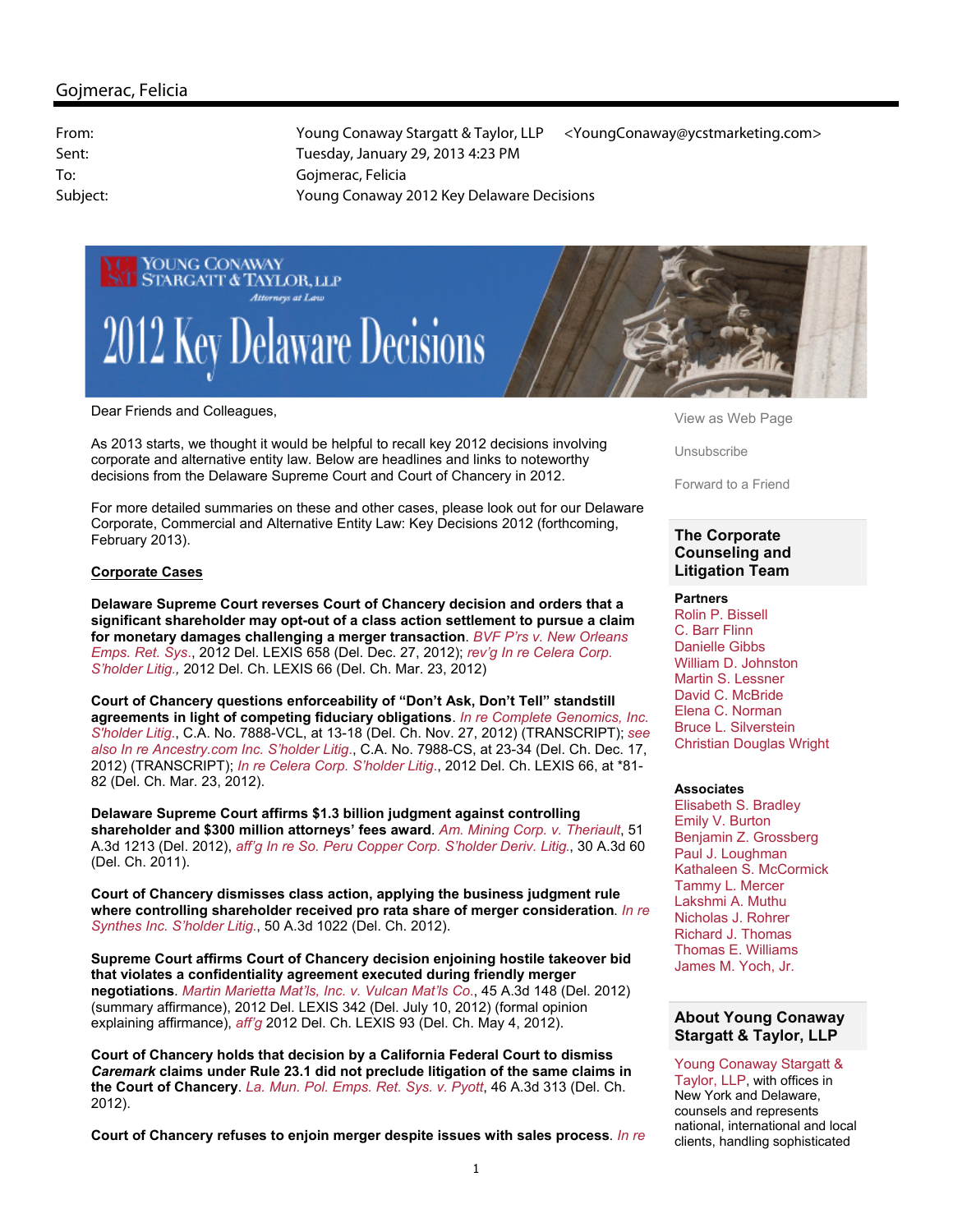## Gojmerac, Felicia

| | |
|---|---|
| From: | Young Conaway Stargatt & Taylor, LLP <YoungConaway@ycstmarketing.com> |
| Sent: | Tuesday, January 29, 2013 4:23 PM |
| To: | Gojmerac, Felicia |
| Subject: | Young Conaway 2012 Key Delaware Decisions |

YOUNG CONAWAY STARGATT & TAYLOR, LLP
*Attorneys at Law*

# 2012 Key Delaware Decisions

Dear Friends and Colleagues,

As 2013 starts, we thought it would be helpful to recall key 2012 decisions involving corporate and alternative entity law. Below are headlines and links to noteworthy decisions from the Delaware Supreme Court and Court of Chancery in 2012.

For more detailed summaries on these and other cases, please look out for our Delaware Corporate, Commercial and Alternative Entity Law: Key Decisions 2012 (forthcoming, February 2013).

**Corporate Cases**

**Delaware Supreme Court reverses Court of Chancery decision and orders that a significant shareholder may opt-out of a class action settlement to pursue a claim for monetary damages challenging a merger transaction**. *BVF P'rs v. New Orleans Emps. Ret. Sys.*, 2012 Del. LEXIS 658 (Del. Dec. 27, 2012); *rev'g In re Celera Corp. S'holder Litig.,* 2012 Del. Ch. LEXIS 66 (Del. Ch. Mar. 23, 2012)

**Court of Chancery questions enforceability of "Don't Ask, Don't Tell" standstill agreements in light of competing fiduciary obligations**. *In re Complete Genomics, Inc. S'holder Litig.*, C.A. No. 7888-VCL, at 13-18 (Del. Ch. Nov. 27, 2012) (TRANSCRIPT); *see also In re Ancestry.com Inc. S'holder Litig.*, C.A. No. 7988-CS, at 23-34 (Del. Ch. Dec. 17, 2012) (TRANSCRIPT); *In re Celera Corp. S'holder Litig.*, 2012 Del. Ch. LEXIS 66, at *81-82 (Del. Ch. Mar. 23, 2012).

**Delaware Supreme Court affirms $1.3 billion judgment against controlling shareholder and $300 million attorneys' fees award**. *Am. Mining Corp. v. Theriault*, 51 A.3d 1213 (Del. 2012), *aff'g In re So. Peru Copper Corp. S'holder Deriv. Litig.*, 30 A.3d 60 (Del. Ch. 2011).

**Court of Chancery dismisses class action, applying the business judgment rule where controlling shareholder received pro rata share of merger consideration**. *In re Synthes Inc. S'holder Litig.*, 50 A.3d 1022 (Del. Ch. 2012).

**Supreme Court affirms Court of Chancery decision enjoining hostile takeover bid that violates a confidentiality agreement executed during friendly merger negotiations**. *Martin Marietta Mat'ls, Inc. v. Vulcan Mat'ls Co.*, 45 A.3d 148 (Del. 2012) (summary affirmance), 2012 Del. LEXIS 342 (Del. July 10, 2012) (formal opinion explaining affirmance), *aff'g* 2012 Del. Ch. LEXIS 93 (Del. Ch. May 4, 2012).

**Court of Chancery holds that decision by a California Federal Court to dismiss *Caremark* claims under Rule 23.1 did not preclude litigation of the same claims in the Court of Chancery**. *La. Mun. Pol. Emps. Ret. Sys. v. Pyott*, 46 A.3d 313 (Del. Ch. 2012).

**Court of Chancery refuses to enjoin merger despite issues with sales process**. *In re*

View as Web Page

Unsubscribe

Forward to a Friend

### The Corporate Counseling and Litigation Team

**Partners**
Rolin P. Bissell
C. Barr Flinn
Danielle Gibbs
William D. Johnston
Martin S. Lessner
David C. McBride
Elena C. Norman
Bruce L. Silverstein
Christian Douglas Wright

**Associates**
Elisabeth S. Bradley
Emily V. Burton
Benjamin Z. Grossberg
Paul J. Loughman
Kathaleen S. McCormick
Tammy L. Mercer
Lakshmi A. Muthu
Nicholas J. Rohrer
Richard J. Thomas
Thomas E. Williams
James M. Yoch, Jr.

### About Young Conaway Stargatt & Taylor, LLP

Young Conaway Stargatt & Taylor, LLP, with offices in New York and Delaware, counsels and represents national, international and local clients, handling sophisticated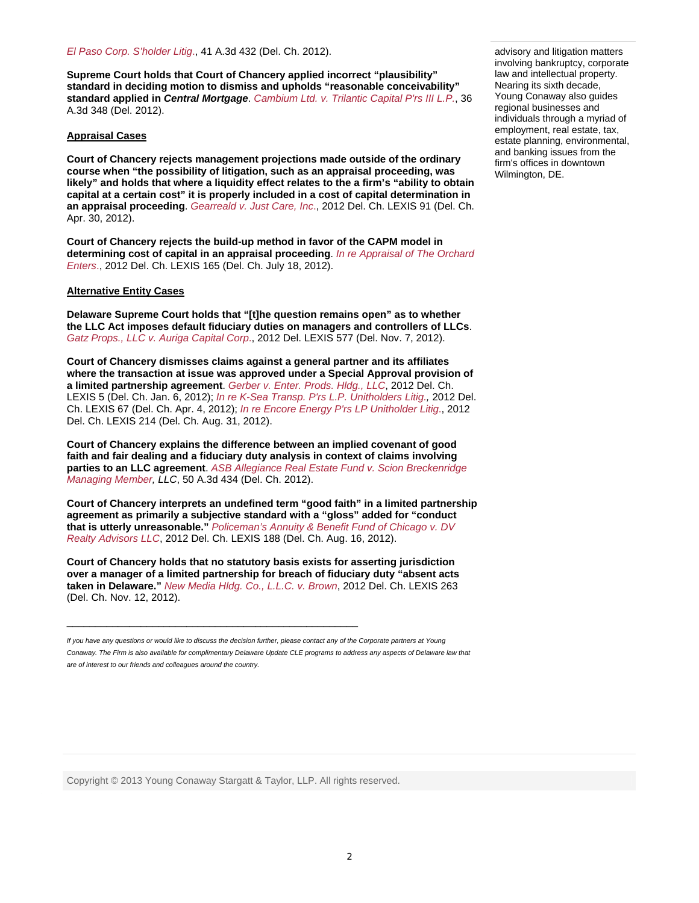*El Paso Corp. S'holder Litig.*, 41 A.3d 432 (Del. Ch. 2012).

**Supreme Court holds that Court of Chancery applied incorrect "plausibility" standard in deciding motion to dismiss and upholds "reasonable conceivability" standard applied in *Central Mortgage*.** *Cambium Ltd. v. Trilantic Capital P'rs III L.P.*, 36 A.3d 348 (Del. 2012).

**Appraisal Cases**

**Court of Chancery rejects management projections made outside of the ordinary course when "the possibility of litigation, such as an appraisal proceeding, was likely" and holds that where a liquidity effect relates to the a firm's "ability to obtain capital at a certain cost" it is properly included in a cost of capital determination in an appraisal proceeding**. *Gearreald v. Just Care, Inc.*, 2012 Del. Ch. LEXIS 91 (Del. Ch. Apr. 30, 2012).

**Court of Chancery rejects the build-up method in favor of the CAPM model in determining cost of capital in an appraisal proceeding**. *In re Appraisal of The Orchard Enters.*, 2012 Del. Ch. LEXIS 165 (Del. Ch. July 18, 2012).

**Alternative Entity Cases**

**Delaware Supreme Court holds that "[t]he question remains open" as to whether the LLC Act imposes default fiduciary duties on managers and controllers of LLCs**. *Gatz Props., LLC v. Auriga Capital Corp.*, 2012 Del. LEXIS 577 (Del. Nov. 7, 2012).

**Court of Chancery dismisses claims against a general partner and its affiliates where the transaction at issue was approved under a Special Approval provision of a limited partnership agreement**. *Gerber v. Enter. Prods. Hldg., LLC*, 2012 Del. Ch. LEXIS 5 (Del. Ch. Jan. 6, 2012); *In re K-Sea Transp. P'rs L.P. Unitholders Litig.,* 2012 Del. Ch. LEXIS 67 (Del. Ch. Apr. 4, 2012); *In re Encore Energy P'rs LP Unitholder Litig.*, 2012 Del. Ch. LEXIS 214 (Del. Ch. Aug. 31, 2012).

**Court of Chancery explains the difference between an implied covenant of good faith and fair dealing and a fiduciary duty analysis in context of claims involving parties to an LLC agreement**. *ASB Allegiance Real Estate Fund v. Scion Breckenridge Managing Member, LLC*, 50 A.3d 434 (Del. Ch. 2012).

**Court of Chancery interprets an undefined term "good faith" in a limited partnership agreement as primarily a subjective standard with a "gloss" added for "conduct that is utterly unreasonable."** *Policeman's Annuity & Benefit Fund of Chicago v. DV Realty Advisors LLC*, 2012 Del. Ch. LEXIS 188 (Del. Ch. Aug. 16, 2012).

**Court of Chancery holds that no statutory basis exists for asserting jurisdiction over a manager of a limited partnership for breach of fiduciary duty "absent acts taken in Delaware."** *New Media Hldg. Co., L.L.C. v. Brown*, 2012 Del. Ch. LEXIS 263 (Del. Ch. Nov. 12, 2012).

---

*If you have any questions or would like to discuss the decision further, please contact any of the Corporate partners at Young Conaway. The Firm is also available for complimentary Delaware Update CLE programs to address any aspects of Delaware law that are of interest to our friends and colleagues around the country.*

advisory and litigation matters involving bankruptcy, corporate law and intellectual property. Nearing its sixth decade, Young Conaway also guides regional businesses and individuals through a myriad of employment, real estate, tax, estate planning, environmental, and banking issues from the firm's offices in downtown Wilmington, DE.

Copyright © 2013 Young Conaway Stargatt & Taylor, LLP. All rights reserved.